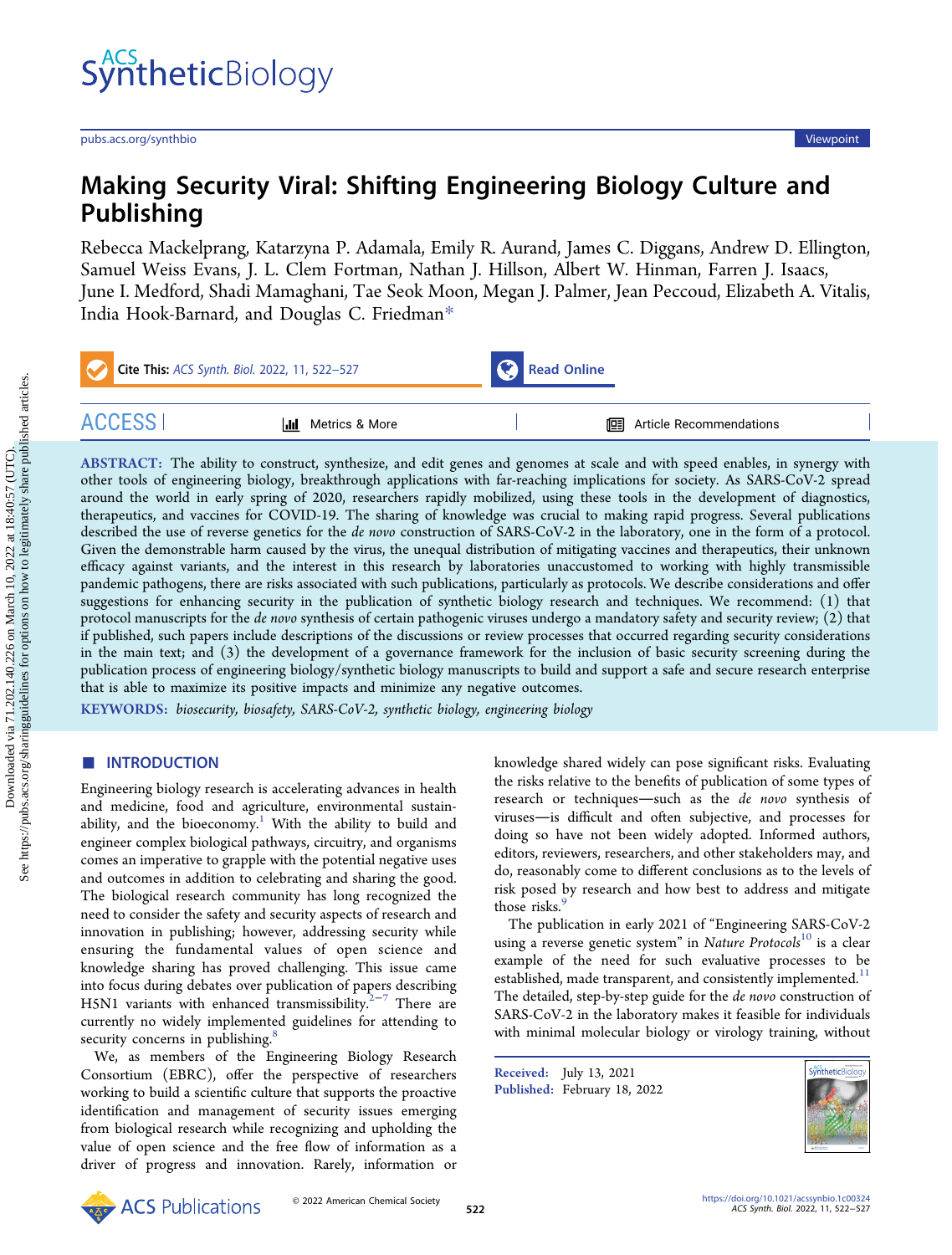# Making Security Viral: Shifting Engineering Biology Culture and Publishing

Rebecca Mackelprang, Katarzyna P. Adamala, Emily R. Aurand, James C. Diggans, Andrew D. Ellington, Samuel Weiss Evans, J. L. Clem Fortman, Nathan J. Hillson, Albert W. Hinman, Farren J. Isaacs, June I. Medford, Shadi Mamaghani, Tae Seok Moon, Megan J. Palmer, Jean Peccoud, Elizabeth A. Vitalis, India Hook-Barnard, and Douglas C. Friedman*

**ABSTRACT:** The ability to construct, synthesize, and edit genes and genomes at scale and with speed enables, in synergy with other tools of engineering biology, breakthrough applications with far-reaching implications for society. As SARS-CoV-2 spread around the world in early spring of 2020, researchers rapidly mobilized, using these tools in the development of diagnostics, therapeutics, and vaccines for COVID-19. The sharing of knowledge was crucial to making rapid progress. Several publications described the use of reverse genetics for the *de novo* construction of SARS-CoV-2 in the laboratory, one in the form of a protocol. Given the demonstrable harm caused by the virus, the unequal distribution of mitigating vaccines and therapeutics, their unknown efficacy against variants, and the interest in this research by laboratories unaccustomed to working with highly transmissible pandemic pathogens, there are risks associated with such publications, particularly as protocols. We describe considerations and offer suggestions for enhancing security in the publication of synthetic biology research and techniques. We recommend: (1) that protocol manuscripts for the *de novo* synthesis of certain pathogenic viruses undergo a mandatory safety and security review; (2) that if published, such papers include descriptions of the discussions or review processes that occurred regarding security considerations in the main text; and (3) the development of a governance framework for the inclusion of basic security screening during the publication process of engineering biology/synthetic biology manuscripts to build and support a safe and secure research enterprise that is able to maximize its positive impacts and minimize any negative outcomes.

**KEYWORDS:** *biosecurity, biosafety, SARS-CoV-2, synthetic biology, engineering biology*

## INTRODUCTION

Engineering biology research is accelerating advances in health and medicine, food and agriculture, environmental sustainability, and the bioeconomy.[1] With the ability to build and engineer complex biological pathways, circuitry, and organisms comes an imperative to grapple with the potential negative uses and outcomes in addition to celebrating and sharing the good. The biological research community has long recognized the need to consider the safety and security aspects of research and innovation in publishing; however, addressing security while ensuring the fundamental values of open science and knowledge sharing has proved challenging. This issue came into focus during debates over publication of papers describing H5N1 variants with enhanced transmissibility.[2−7] There are currently no widely implemented guidelines for attending to security concerns in publishing.[8]

We, as members of the Engineering Biology Research Consortium (EBRC), offer the perspective of researchers working to build a scientific culture that supports the proactive identification and management of security issues emerging from biological research while recognizing and upholding the value of open science and the free flow of information as a driver of progress and innovation. Rarely, information or knowledge shared widely can pose significant risks. Evaluating the risks relative to the benefits of publication of some types of research or techniques—such as the *de novo* synthesis of viruses—is difficult and often subjective, and processes for doing so have not been widely adopted. Informed authors, editors, reviewers, researchers, and other stakeholders may, and do, reasonably come to different conclusions as to the levels of risk posed by research and how best to address and mitigate those risks.[9]

The publication in early 2021 of "Engineering SARS-CoV-2 using a reverse genetic system" in *Nature Protocols*[10] is a clear example of the need for such evaluative processes to be established, made transparent, and consistently implemented.[11] The detailed, step-by-step guide for the *de novo* construction of SARS-CoV-2 in the laboratory makes it feasible for individuals with minimal molecular biology or virology training, without

Received: July 13, 2021
Published: February 18, 2022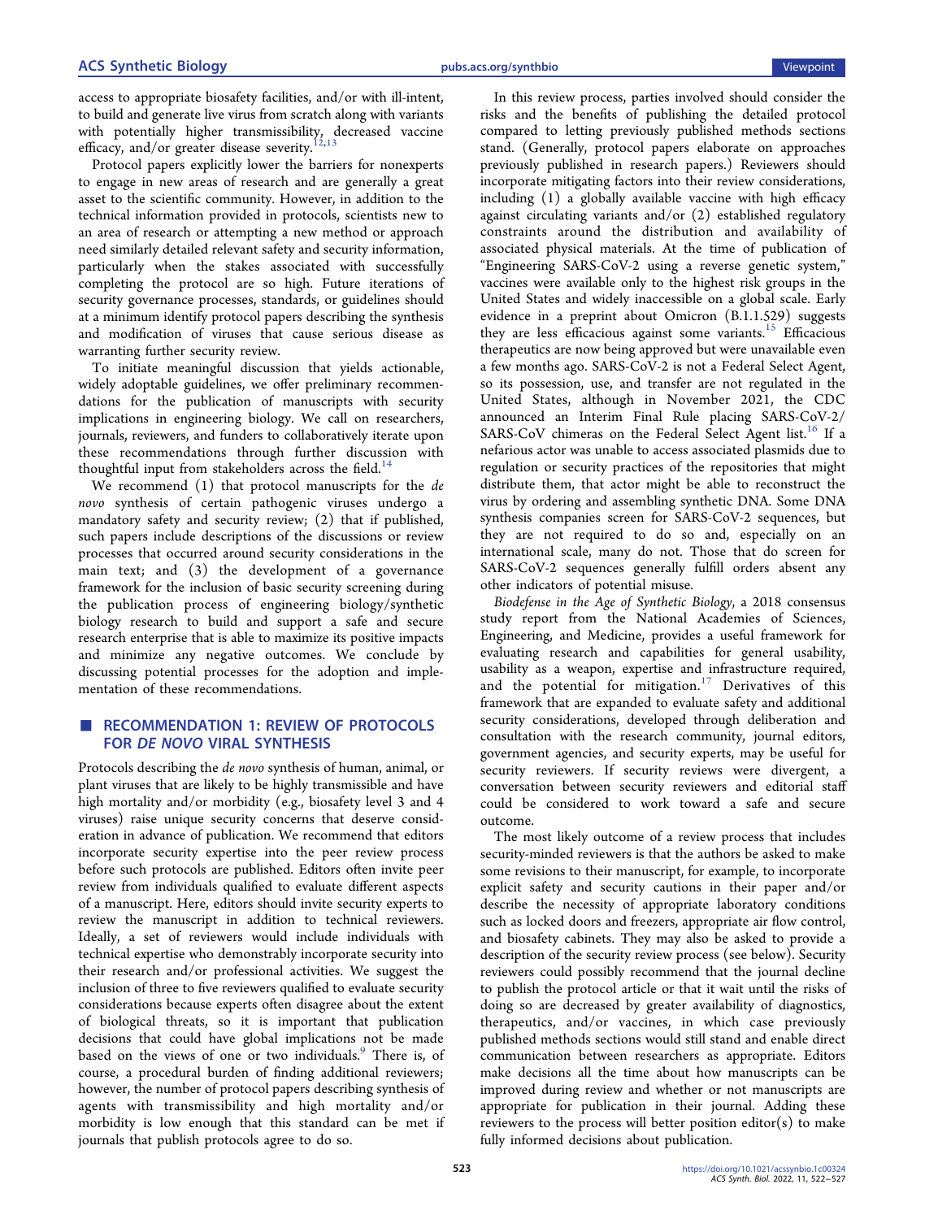access to appropriate biosafety facilities, and/or with ill-intent, to build and generate live virus from scratch along with variants with potentially higher transmissibility, decreased vaccine efficacy, and/or greater disease severity.[12,13]

Protocol papers explicitly lower the barriers for nonexperts to engage in new areas of research and are generally a great asset to the scientific community. However, in addition to the technical information provided in protocols, scientists new to an area of research or attempting a new method or approach need similarly detailed relevant safety and security information, particularly when the stakes associated with successfully completing the protocol are so high. Future iterations of security governance processes, standards, or guidelines should at a minimum identify protocol papers describing the synthesis and modification of viruses that cause serious disease as warranting further security review.

To initiate meaningful discussion that yields actionable, widely adoptable guidelines, we offer preliminary recommendations for the publication of manuscripts with security implications in engineering biology. We call on researchers, journals, reviewers, and funders to collaboratively iterate upon these recommendations through further discussion with thoughtful input from stakeholders across the field.[14]

We recommend (1) that protocol manuscripts for the *de novo* synthesis of certain pathogenic viruses undergo a mandatory safety and security review; (2) that if published, such papers include descriptions of the discussions or review processes that occurred around security considerations in the main text; and (3) the development of a governance framework for the inclusion of basic security screening during the publication process of engineering biology/synthetic biology research to build and support a safe and secure research enterprise that is able to maximize its positive impacts and minimize any negative outcomes. We conclude by discussing potential processes for the adoption and implementation of these recommendations.

## RECOMMENDATION 1: REVIEW OF PROTOCOLS FOR *DE NOVO* VIRAL SYNTHESIS

Protocols describing the *de novo* synthesis of human, animal, or plant viruses that are likely to be highly transmissible and have high mortality and/or morbidity (e.g., biosafety level 3 and 4 viruses) raise unique security concerns that deserve consideration in advance of publication. We recommend that editors incorporate security expertise into the peer review process before such protocols are published. Editors often invite peer review from individuals qualified to evaluate different aspects of a manuscript. Here, editors should invite security experts to review the manuscript in addition to technical reviewers. Ideally, a set of reviewers would include individuals with technical expertise who demonstrably incorporate security into their research and/or professional activities. We suggest the inclusion of three to five reviewers qualified to evaluate security considerations because experts often disagree about the extent of biological threats, so it is important that publication decisions that could have global implications not be made based on the views of one or two individuals.[9] There is, of course, a procedural burden of finding additional reviewers; however, the number of protocol papers describing synthesis of agents with transmissibility and high mortality and/or morbidity is low enough that this standard can be met if journals that publish protocols agree to do so.

In this review process, parties involved should consider the risks and the benefits of publishing the detailed protocol compared to letting previously published methods sections stand. (Generally, protocol papers elaborate on approaches previously published in research papers.) Reviewers should incorporate mitigating factors into their review considerations, including (1) a globally available vaccine with high efficacy against circulating variants and/or (2) established regulatory constraints around the distribution and availability of associated physical materials. At the time of publication of "Engineering SARS-CoV-2 using a reverse genetic system," vaccines were available only to the highest risk groups in the United States and widely inaccessible on a global scale. Early evidence in a preprint about Omicron (B.1.1.529) suggests they are less efficacious against some variants.[15] Efficacious therapeutics are now being approved but were unavailable even a few months ago. SARS-CoV-2 is not a Federal Select Agent, so its possession, use, and transfer are not regulated in the United States, although in November 2021, the CDC announced an Interim Final Rule placing SARS-CoV-2/SARS-CoV chimeras on the Federal Select Agent list.[16] If a nefarious actor was unable to access associated plasmids due to regulation or security practices of the repositories that might distribute them, that actor might be able to reconstruct the virus by ordering and assembling synthetic DNA. Some DNA synthesis companies screen for SARS-CoV-2 sequences, but they are not required to do so and, especially on an international scale, many do not. Those that do screen for SARS-CoV-2 sequences generally fulfill orders absent any other indicators of potential misuse.

*Biodefense in the Age of Synthetic Biology*, a 2018 consensus study report from the National Academies of Sciences, Engineering, and Medicine, provides a useful framework for evaluating research and capabilities for general usability, usability as a weapon, expertise and infrastructure required, and the potential for mitigation.[17] Derivatives of this framework that are expanded to evaluate safety and additional security considerations, developed through deliberation and consultation with the research community, journal editors, government agencies, and security experts, may be useful for security reviewers. If security reviews were divergent, a conversation between security reviewers and editorial staff could be considered to work toward a safe and secure outcome.

The most likely outcome of a review process that includes security-minded reviewers is that the authors be asked to make some revisions to their manuscript, for example, to incorporate explicit safety and security cautions in their paper and/or describe the necessity of appropriate laboratory conditions such as locked doors and freezers, appropriate air flow control, and biosafety cabinets. They may also be asked to provide a description of the security review process (see below). Security reviewers could possibly recommend that the journal decline to publish the protocol article or that it wait until the risks of doing so are decreased by greater availability of diagnostics, therapeutics, and/or vaccines, in which case previously published methods sections would still stand and enable direct communication between researchers as appropriate. Editors make decisions all the time about how manuscripts can be improved during review and whether or not manuscripts are appropriate for publication in their journal. Adding these reviewers to the process will better position editor(s) to make fully informed decisions about publication.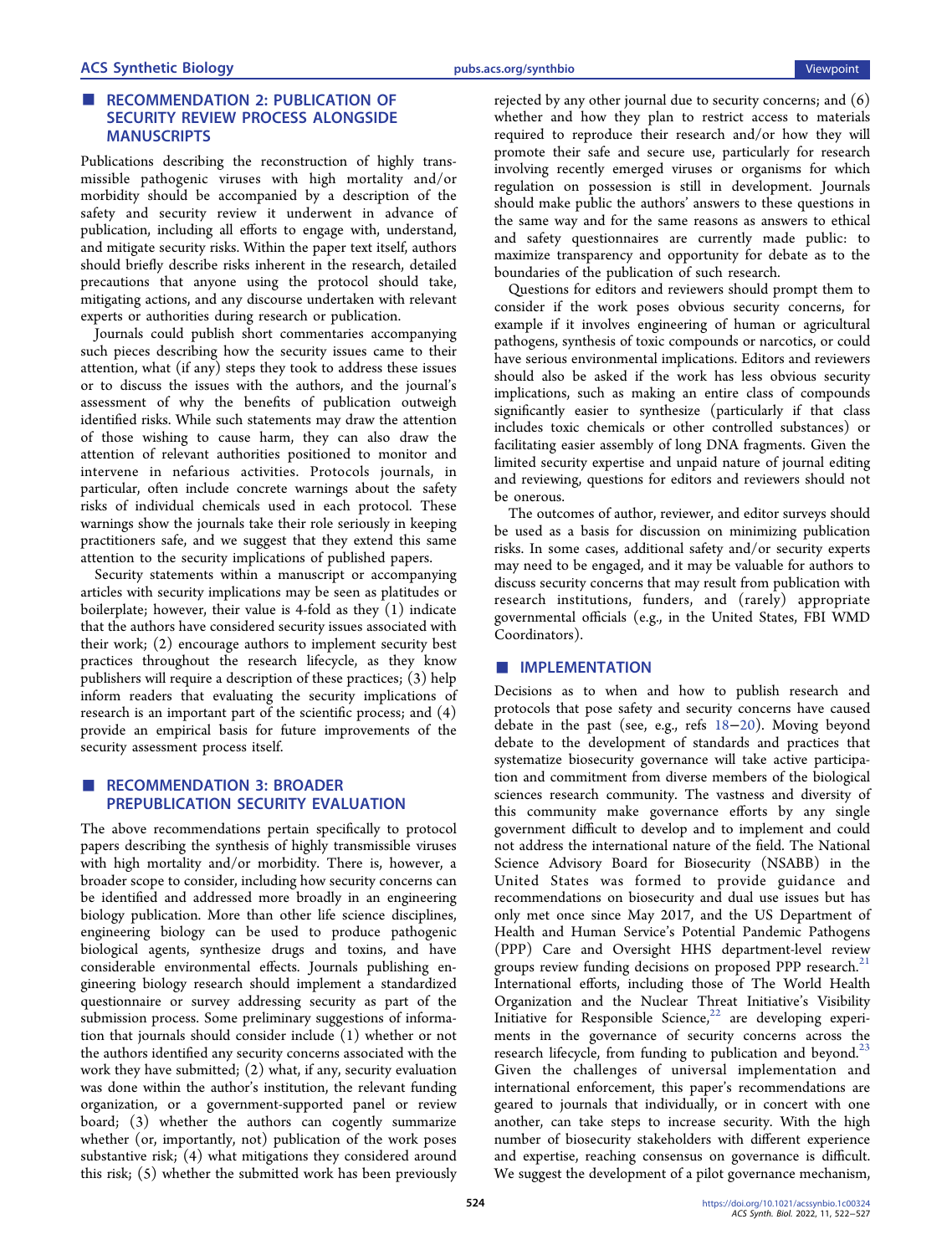## ■ RECOMMENDATION 2: PUBLICATION OF SECURITY REVIEW PROCESS ALONGSIDE MANUSCRIPTS

Publications describing the reconstruction of highly transmissible pathogenic viruses with high mortality and/or morbidity should be accompanied by a description of the safety and security review it underwent in advance of publication, including all efforts to engage with, understand, and mitigate security risks. Within the paper text itself, authors should briefly describe risks inherent in the research, detailed precautions that anyone using the protocol should take, mitigating actions, and any discourse undertaken with relevant experts or authorities during research or publication.

Journals could publish short commentaries accompanying such pieces describing how the security issues came to their attention, what (if any) steps they took to address these issues or to discuss the issues with the authors, and the journal's assessment of why the benefits of publication outweigh identified risks. While such statements may draw the attention of those wishing to cause harm, they can also draw the attention of relevant authorities positioned to monitor and intervene in nefarious activities. Protocols journals, in particular, often include concrete warnings about the safety risks of individual chemicals used in each protocol. These warnings show the journals take their role seriously in keeping practitioners safe, and we suggest that they extend this same attention to the security implications of published papers.

Security statements within a manuscript or accompanying articles with security implications may be seen as platitudes or boilerplate; however, their value is 4-fold as they (1) indicate that the authors have considered security issues associated with their work; (2) encourage authors to implement security best practices throughout the research lifecycle, as they know publishers will require a description of these practices; (3) help inform readers that evaluating the security implications of research is an important part of the scientific process; and (4) provide an empirical basis for future improvements of the security assessment process itself.

## ■ RECOMMENDATION 3: BROADER PREPUBLICATION SECURITY EVALUATION

The above recommendations pertain specifically to protocol papers describing the synthesis of highly transmissible viruses with high mortality and/or morbidity. There is, however, a broader scope to consider, including how security concerns can be identified and addressed more broadly in an engineering biology publication. More than other life science disciplines, engineering biology can be used to produce pathogenic biological agents, synthesize drugs and toxins, and have considerable environmental effects. Journals publishing engineering biology research should implement a standardized questionnaire or survey addressing security as part of the submission process. Some preliminary suggestions of information that journals should consider include (1) whether or not the authors identified any security concerns associated with the work they have submitted; (2) what, if any, security evaluation was done within the author's institution, the relevant funding organization, or a government-supported panel or review board; (3) whether the authors can cogently summarize whether (or, importantly, not) publication of the work poses substantive risk; (4) what mitigations they considered around this risk; (5) whether the submitted work has been previously rejected by any other journal due to security concerns; and (6) whether and how they plan to restrict access to materials required to reproduce their research and/or how they will promote their safe and secure use, particularly for research involving recently emerged viruses or organisms for which regulation on possession is still in development. Journals should make public the authors' answers to these questions in the same way and for the same reasons as answers to ethical and safety questionnaires are currently made public: to maximize transparency and opportunity for debate as to the boundaries of the publication of such research.

Questions for editors and reviewers should prompt them to consider if the work poses obvious security concerns, for example if it involves engineering of human or agricultural pathogens, synthesis of toxic compounds or narcotics, or could have serious environmental implications. Editors and reviewers should also be asked if the work has less obvious security implications, such as making an entire class of compounds significantly easier to synthesize (particularly if that class includes toxic chemicals or other controlled substances) or facilitating easier assembly of long DNA fragments. Given the limited security expertise and unpaid nature of journal editing and reviewing, questions for editors and reviewers should not be onerous.

The outcomes of author, reviewer, and editor surveys should be used as a basis for discussion on minimizing publication risks. In some cases, additional safety and/or security experts may need to be engaged, and it may be valuable for authors to discuss security concerns that may result from publication with research institutions, funders, and (rarely) appropriate governmental officials (e.g., in the United States, FBI WMD Coordinators).

## ■ IMPLEMENTATION

Decisions as to when and how to publish research and protocols that pose safety and security concerns have caused debate in the past (see, e.g., refs 18−20). Moving beyond debate to the development of standards and practices that systematize biosecurity governance will take active participation and commitment from diverse members of the biological sciences research community. The vastness and diversity of this community make governance efforts by any single government difficult to develop and to implement and could not address the international nature of the field. The National Science Advisory Board for Biosecurity (NSABB) in the United States was formed to provide guidance and recommendations on biosecurity and dual use issues but has only met once since May 2017, and the US Department of Health and Human Service's Potential Pandemic Pathogens (PPP) Care and Oversight HHS department-level review groups review funding decisions on proposed PPP research.[21] International efforts, including those of The World Health Organization and the Nuclear Threat Initiative's Visibility Initiative for Responsible Science,[22] are developing experiments in the governance of security concerns across the research lifecycle, from funding to publication and beyond.[23] Given the challenges of universal implementation and international enforcement, this paper's recommendations are geared to journals that individually, or in concert with one another, can take steps to increase security. With the high number of biosecurity stakeholders with different experience and expertise, reaching consensus on governance is difficult. We suggest the development of a pilot governance mechanism,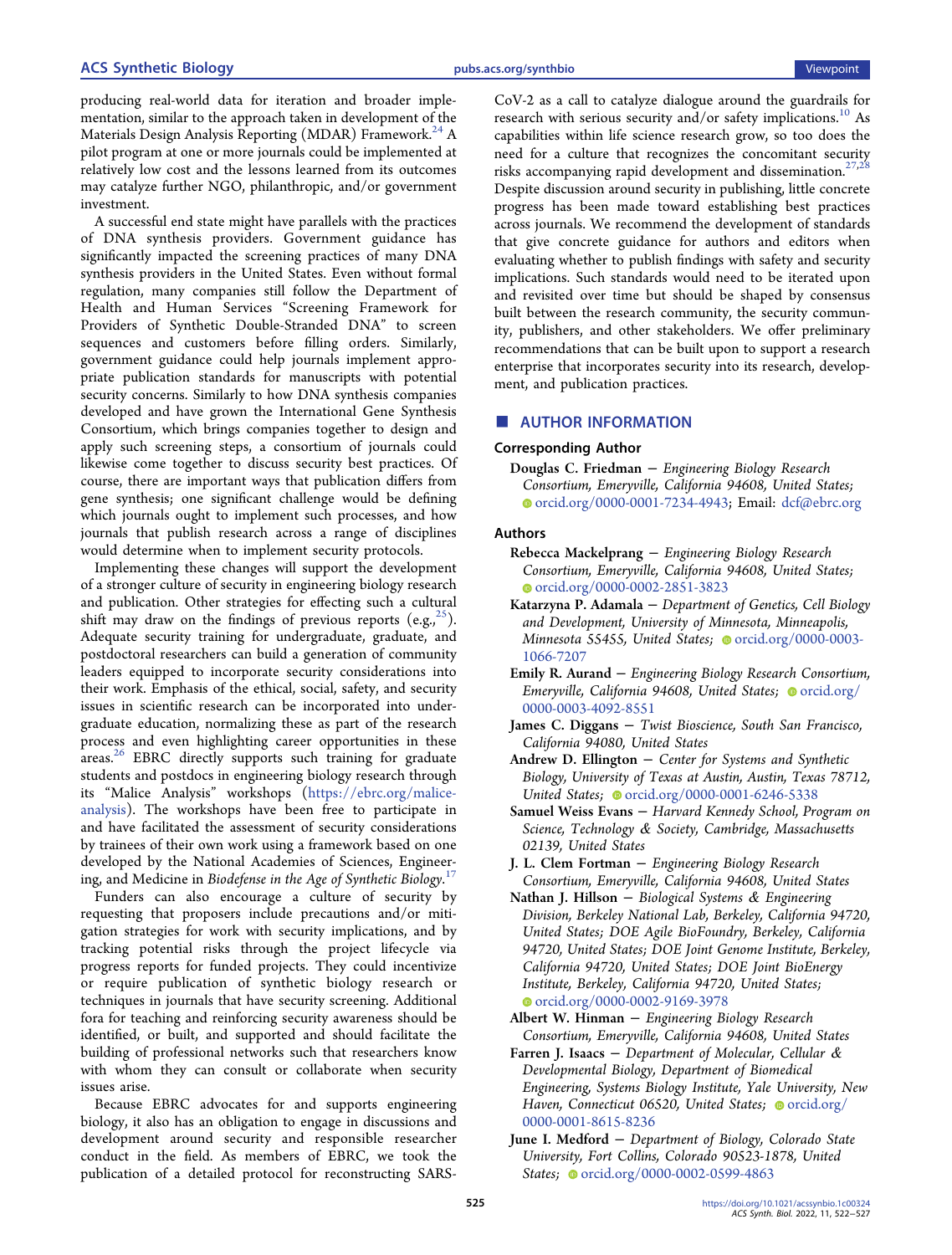producing real-world data for iteration and broader implementation, similar to the approach taken in development of the Materials Design Analysis Reporting (MDAR) Framework.[24] A pilot program at one or more journals could be implemented at relatively low cost and the lessons learned from its outcomes may catalyze further NGO, philanthropic, and/or government investment.

A successful end state might have parallels with the practices of DNA synthesis providers. Government guidance has significantly impacted the screening practices of many DNA synthesis providers in the United States. Even without formal regulation, many companies still follow the Department of Health and Human Services "Screening Framework for Providers of Synthetic Double-Stranded DNA" to screen sequences and customers before filling orders. Similarly, government guidance could help journals implement appropriate publication standards for manuscripts with potential security concerns. Similarly to how DNA synthesis companies developed and have grown the International Gene Synthesis Consortium, which brings companies together to design and apply such screening steps, a consortium of journals could likewise come together to discuss security best practices. Of course, there are important ways that publication differs from gene synthesis; one significant challenge would be defining which journals ought to implement such processes, and how journals that publish research across a range of disciplines would determine when to implement security protocols.

Implementing these changes will support the development of a stronger culture of security in engineering biology research and publication. Other strategies for effecting such a cultural shift may draw on the findings of previous reports (e.g.,[25]). Adequate security training for undergraduate, graduate, and postdoctoral researchers can build a generation of community leaders equipped to incorporate security considerations into their work. Emphasis of the ethical, social, safety, and security issues in scientific research can be incorporated into undergraduate education, normalizing these as part of the research process and even highlighting career opportunities in these areas.[26] EBRC directly supports such training for graduate students and postdocs in engineering biology research through its "Malice Analysis" workshops (https://ebrc.org/malice-analysis). The workshops have been free to participate in and have facilitated the assessment of security considerations by trainees of their own work using a framework based on one developed by the National Academies of Sciences, Engineering, and Medicine in *Biodefense in the Age of Synthetic Biology*.[17]

Funders can also encourage a culture of security by requesting that proposers include precautions and/or mitigation strategies for work with security implications, and by tracking potential risks through the project lifecycle via progress reports for funded projects. They could incentivize or require publication of synthetic biology research or techniques in journals that have security screening. Additional fora for teaching and reinforcing security awareness should be identified, or built, and supported and should facilitate the building of professional networks such that researchers know with whom they can consult or collaborate when security issues arise.

Because EBRC advocates for and supports engineering biology, it also has an obligation to engage in discussions and development around security and responsible researcher conduct in the field. As members of EBRC, we took the publication of a detailed protocol for reconstructing SARS-CoV-2 as a call to catalyze dialogue around the guardrails for research with serious security and/or safety implications.[10] As capabilities within life science research grow, so too does the need for a culture that recognizes the concomitant security risks accompanying rapid development and dissemination.[27,28] Despite discussion around security in publishing, little concrete progress has been made toward establishing best practices across journals. We recommend the development of standards that give concrete guidance for authors and editors when evaluating whether to publish findings with safety and security implications. Such standards would need to be iterated upon and revisited over time but should be shaped by consensus built between the research community, the security community, publishers, and other stakeholders. We offer preliminary recommendations that can be built upon to support a research enterprise that incorporates security into its research, development, and publication practices.

## AUTHOR INFORMATION

### Corresponding Author

**Douglas C. Friedman** − *Engineering Biology Research Consortium, Emeryville, California 94608, United States;* orcid.org/0000-0001-7234-4943; Email: dcf@ebrc.org

### Authors

**Rebecca Mackelprang** − *Engineering Biology Research Consortium, Emeryville, California 94608, United States;* orcid.org/0000-0002-2851-3823

**Katarzyna P. Adamala** − *Department of Genetics, Cell Biology and Development, University of Minnesota, Minneapolis, Minnesota 55455, United States;* orcid.org/0000-0003-1066-7207

**Emily R. Aurand** − *Engineering Biology Research Consortium, Emeryville, California 94608, United States;* orcid.org/0000-0003-4092-8551

**James C. Diggans** − *Twist Bioscience, South San Francisco, California 94080, United States*

**Andrew D. Ellington** − *Center for Systems and Synthetic Biology, University of Texas at Austin, Austin, Texas 78712, United States;* orcid.org/0000-0001-6246-5338

**Samuel Weiss Evans** − *Harvard Kennedy School, Program on Science, Technology & Society, Cambridge, Massachusetts 02139, United States*

**J. L. Clem Fortman** − *Engineering Biology Research Consortium, Emeryville, California 94608, United States*

**Nathan J. Hillson** − *Biological Systems & Engineering Division, Berkeley National Lab, Berkeley, California 94720, United States; DOE Agile BioFoundry, Berkeley, California 94720, United States; DOE Joint Genome Institute, Berkeley, California 94720, United States; DOE Joint BioEnergy Institute, Berkeley, California 94720, United States;* orcid.org/0000-0002-9169-3978

**Albert W. Hinman** − *Engineering Biology Research Consortium, Emeryville, California 94608, United States*

**Farren J. Isaacs** − *Department of Molecular, Cellular & Developmental Biology, Department of Biomedical Engineering, Systems Biology Institute, Yale University, New Haven, Connecticut 06520, United States;* orcid.org/0000-0001-8615-8236

**June I. Medford** − *Department of Biology, Colorado State University, Fort Collins, Colorado 90523-1878, United States;* orcid.org/0000-0002-0599-4863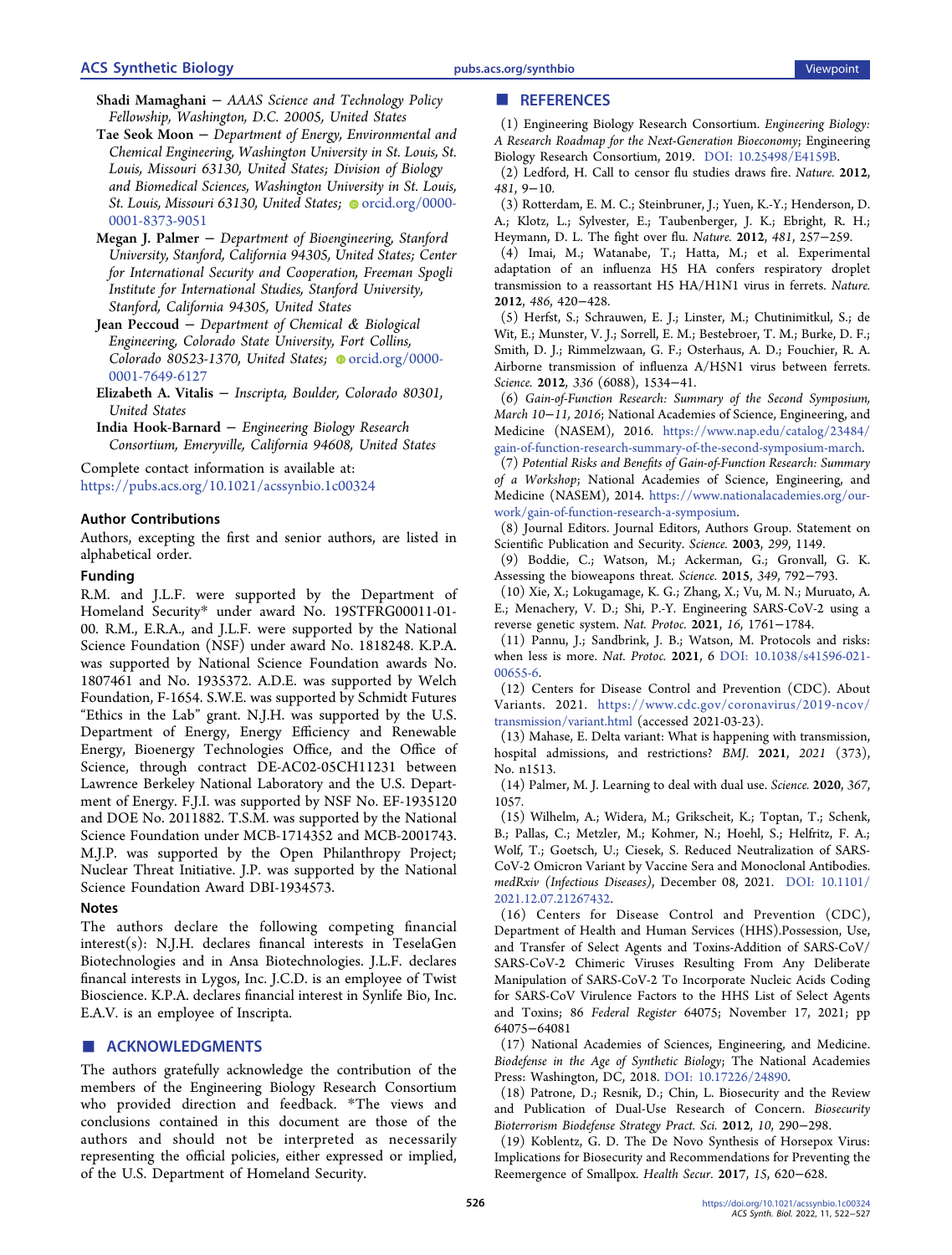**Shadi Mamaghani** − *AAAS Science and Technology Policy Fellowship, Washington, D.C. 20005, United States*

**Tae Seok Moon** − *Department of Energy, Environmental and Chemical Engineering, Washington University in St. Louis, St. Louis, Missouri 63130, United States; Division of Biology and Biomedical Sciences, Washington University in St. Louis, St. Louis, Missouri 63130, United States;* orcid.org/0000-0001-8373-9051

**Megan J. Palmer** − *Department of Bioengineering, Stanford University, Stanford, California 94305, United States; Center for International Security and Cooperation, Freeman Spogli Institute for International Studies, Stanford University, Stanford, California 94305, United States*

**Jean Peccoud** − *Department of Chemical & Biological Engineering, Colorado State University, Fort Collins, Colorado 80523-1370, United States;* orcid.org/0000-0001-7649-6127

**Elizabeth A. Vitalis** − *Inscripta, Boulder, Colorado 80301, United States*

**India Hook-Barnard** − *Engineering Biology Research Consortium, Emeryville, California 94608, United States*

Complete contact information is available at: https://pubs.acs.org/10.1021/acssynbio.1c00324

### Author Contributions

Authors, excepting the first and senior authors, are listed in alphabetical order.

### Funding

R.M. and J.L.F. were supported by the Department of Homeland Security* under award No. 19STFRG00011-01-00. R.M., E.R.A., and J.L.F. were supported by the National Science Foundation (NSF) under award No. 1818248. K.P.A. was supported by National Science Foundation awards No. 1807461 and No. 1935372. A.D.E. was supported by Welch Foundation, F-1654. S.W.E. was supported by Schmidt Futures "Ethics in the Lab" grant. N.J.H. was supported by the U.S. Department of Energy, Energy Efficiency and Renewable Energy, Bioenergy Technologies Office, and the Office of Science, through contract DE-AC02-05CH11231 between Lawrence Berkeley National Laboratory and the U.S. Department of Energy. F.J.I. was supported by NSF No. EF-1935120 and DOE No. 2011882. T.S.M. was supported by the National Science Foundation under MCB-1714352 and MCB-2001743. M.J.P. was supported by the Open Philanthropy Project; Nuclear Threat Initiative. J.P. was supported by the National Science Foundation Award DBI-1934573.

### Notes

The authors declare the following competing financial interest(s): N.J.H. declares finanacial interests in TeselaGen Biotechnologies and in Ansa Biotechnologies. J.L.F. declares financal interests in Lygos, Inc. J.C.D. is an employee of Twist Bioscience. K.P.A. declares financial interest in Synlife Bio, Inc. E.A.V. is an employee of Inscripta.

## ■ ACKNOWLEDGMENTS

The authors gratefully acknowledge the contribution of the members of the Engineering Biology Research Consortium who provided direction and feedback. *The views and conclusions contained in this document are those of the authors and should not be interpreted as necessarily representing the official policies, either expressed or implied, of the U.S. Department of Homeland Security.

## ■ REFERENCES

(1) Engineering Biology Research Consortium. *Engineering Biology: A Research Roadmap for the Next-Generation Bioeconomy*; Engineering Biology Research Consortium, 2019. DOI: 10.25498/E4159B.

(2) Ledford, H. Call to censor flu studies draws fire. *Nature.* **2012**, *481*, 9−10.

(3) Rotterdam, E. M. C.; Steinbruner, J.; Yuen, K.-Y.; Henderson, D. A.; Klotz, L.; Sylvester, E.; Taubenberger, J. K.; Ebright, R. H.; Heymann, D. L. The fight over flu. *Nature.* **2012**, *481*, 257−259.

(4) Imai, M.; Watanabe, T.; Hatta, M.; et al. Experimental adaptation of an influenza H5 HA confers respiratory droplet transmission to a reassortant H5 HA/H1N1 virus in ferrets. *Nature.* **2012**, *486*, 420−428.

(5) Herfst, S.; Schrauwen, E. J.; Linster, M.; Chutinimitkul, S.; de Wit, E.; Munster, V. J.; Sorrell, E. M.; Bestebroer, T. M.; Burke, D. F.; Smith, D. J.; Rimmelzwaan, G. F.; Osterhaus, A. D.; Fouchier, R. A. Airborne transmission of influenza A/H5N1 virus between ferrets. *Science.* **2012**, *336* (6088), 1534−41.

(6) *Gain-of-Function Research: Summary of the Second Symposium, March 10−11, 2016*; National Academies of Science, Engineering, and Medicine (NASEM), 2016. https://www.nap.edu/catalog/23484/gain-of-function-research-summary-of-the-second-symposium-march.

(7) *Potential Risks and Benefits of Gain-of-Function Research: Summary of a Workshop*; National Academies of Science, Engineering, and Medicine (NASEM), 2014. https://www.nationalacademies.org/our-work/gain-of-function-research-a-symposium.

(8) Journal Editors. Journal Editors, Authors Group. Statement on Scientific Publication and Security. *Science.* **2003**, *299*, 1149.

(9) Boddie, C.; Watson, M.; Ackerman, G.; Gronvall, G. K. Assessing the bioweapons threat. *Science.* **2015**, *349*, 792−793.

(10) Xie, X.; Lokugamage, K. G.; Zhang, X.; Vu, M. N.; Muruato, A. E.; Menachery, V. D.; Shi, P.-Y. Engineering SARS-CoV-2 using a reverse genetic system. *Nat. Protoc.* **2021**, *16*, 1761−1784.

(11) Pannu, J.; Sandbrink, J. B.; Watson, M. Protocols and risks: when less is more. *Nat. Protoc.* **2021**, 6 DOI: 10.1038/s41596-021-00655-6.

(12) Centers for Disease Control and Prevention (CDC). About Variants. 2021. https://www.cdc.gov/coronavirus/2019-ncov/transmission/variant.html (accessed 2021-03-23).

(13) Mahase, E. Delta variant: What is happening with transmission, hospital admissions, and restrictions? *BMJ.* **2021**, *2021* (373), No. n1513.

(14) Palmer, M. J. Learning to deal with dual use. *Science.* **2020**, *367*, 1057.

(15) Wilhelm, A.; Widera, M.; Grikscheit, K.; Toptan, T.; Schenk, B.; Pallas, C.; Metzler, M.; Kohmer, N.; Hoehl, S.; Helfritz, F. A.; Wolf, T.; Goetsch, U.; Ciesek, S. Reduced Neutralization of SARS-CoV-2 Omicron Variant by Vaccine Sera and Monoclonal Antibodies. *medRxiv (Infectious Diseases)*, December 08, 2021. DOI: 10.1101/2021.12.07.21267432.

(16) Centers for Disease Control and Prevention (CDC), Department of Health and Human Services (HHS).Possession, Use, and Transfer of Select Agents and Toxins-Addition of SARS-CoV/SARS-CoV-2 Chimeric Viruses Resulting From Any Deliberate Manipulation of SARS-CoV-2 To Incorporate Nucleic Acids Coding for SARS-CoV Virulence Factors to the HHS List of Select Agents and Toxins; 86 *Federal Register* 64075; November 17, 2021; pp 64075−64081

(17) National Academies of Sciences, Engineering, and Medicine. *Biodefense in the Age of Synthetic Biology*; The National Academies Press: Washington, DC, 2018. DOI: 10.17226/24890.

(18) Patrone, D.; Resnik, D.; Chin, L. Biosecurity and the Review and Publication of Dual-Use Research of Concern. *Biosecurity Bioterrorism Biodefense Strategy Pract. Sci.* **2012**, *10*, 290−298.

(19) Koblentz, G. D. The De Novo Synthesis of Horsepox Virus: Implications for Biosecurity and Recommendations for Preventing the Reemergence of Smallpox. *Health Secur.* **2017**, *15*, 620−628.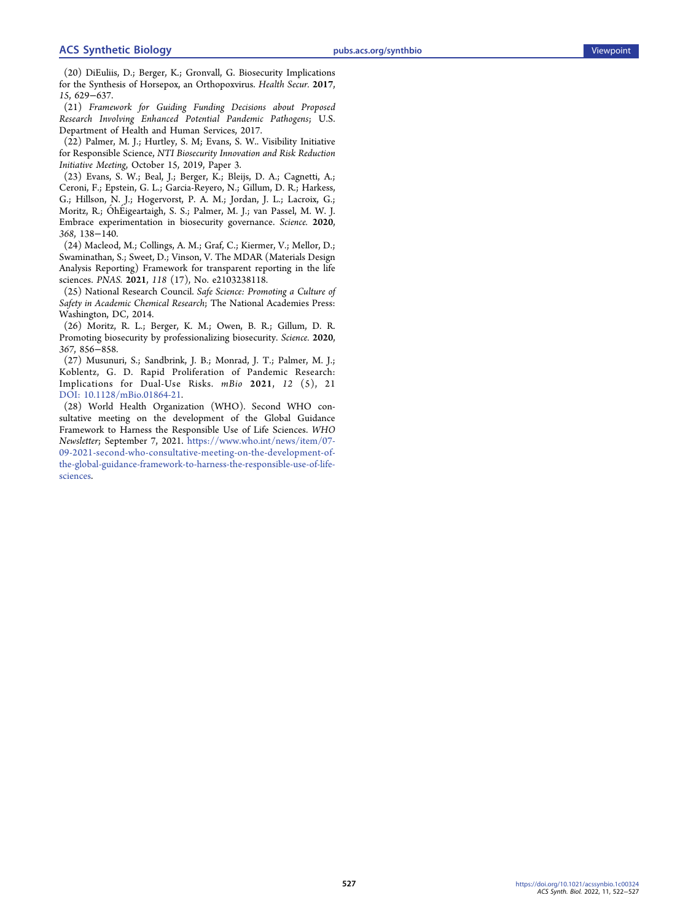(20) DiEuliis, D.; Berger, K.; Gronvall, G. Biosecurity Implications for the Synthesis of Horsepox, an Orthopoxvirus. *Health Secur.* **2017**, *15*, 629−637.

(21) *Framework for Guiding Funding Decisions about Proposed Research Involving Enhanced Potential Pandemic Pathogens*; U.S. Department of Health and Human Services, 2017.

(22) Palmer, M. J.; Hurtley, S. M; Evans, S. W.. Visibility Initiative for Responsible Science, *NTI Biosecurity Innovation and Risk Reduction Initiative Meeting*, October 15, 2019, Paper 3.

(23) Evans, S. W.; Beal, J.; Berger, K.; Bleijs, D. A.; Cagnetti, A.; Ceroni, F.; Epstein, G. L.; Garcia-Reyero, N.; Gillum, D. R.; Harkess, G.; Hillson, N. J.; Hogervorst, P. A. M.; Jordan, J. L.; Lacroix, G.; Moritz, R.; ÓhÉigeartaigh, S. S.; Palmer, M. J.; van Passel, M. W. J. Embrace experimentation in biosecurity governance. *Science.* **2020**, *368*, 138−140.

(24) Macleod, M.; Collings, A. M.; Graf, C.; Kiermer, V.; Mellor, D.; Swaminathan, S.; Sweet, D.; Vinson, V. The MDAR (Materials Design Analysis Reporting) Framework for transparent reporting in the life sciences. *PNAS.* **2021**, *118* (17), No. e2103238118.

(25) National Research Council. *Safe Science: Promoting a Culture of Safety in Academic Chemical Research*; The National Academies Press: Washington, DC, 2014.

(26) Moritz, R. L.; Berger, K. M.; Owen, B. R.; Gillum, D. R. Promoting biosecurity by professionalizing biosecurity. *Science.* **2020**, *367*, 856−858.

(27) Musunuri, S.; Sandbrink, J. B.; Monrad, J. T.; Palmer, M. J.; Koblentz, G. D. Rapid Proliferation of Pandemic Research: Implications for Dual-Use Risks. *mBio* **2021**, *12* (5), 21 DOI: 10.1128/mBio.01864-21.

(28) World Health Organization (WHO). Second WHO consultative meeting on the development of the Global Guidance Framework to Harness the Responsible Use of Life Sciences. *WHO Newsletter*; September 7, 2021. https://www.who.int/news/item/07-09-2021-second-who-consultative-meeting-on-the-development-of-the-global-guidance-framework-to-harness-the-responsible-use-of-life-sciences.